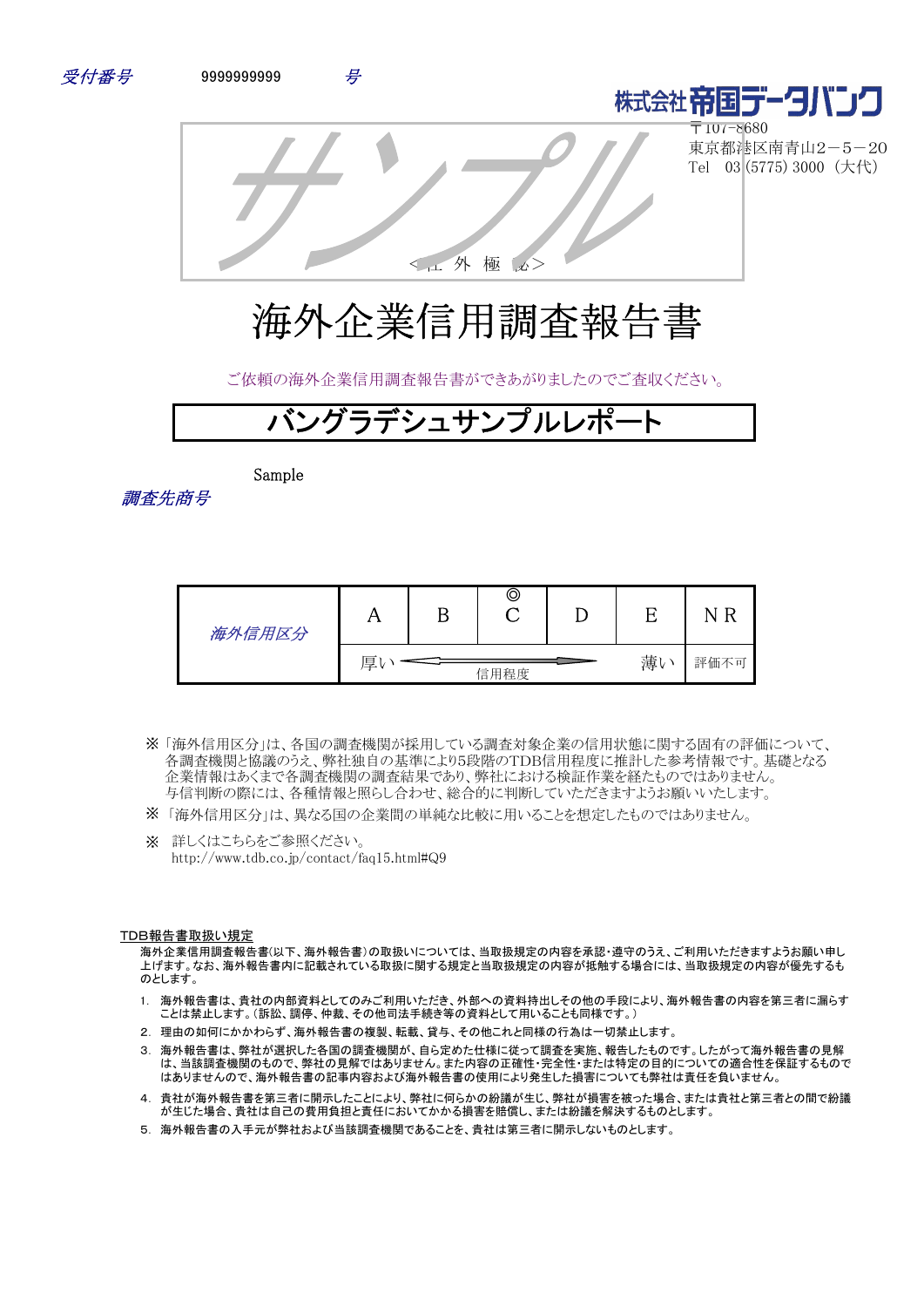*受付番号*　　9999999999　　*号*

株式会社帝国データバンク
〒107-8680
東京都港区南青山2－5－20
Tel　03 (5775) 3000（大代）

サンプル

＜社外極秘＞

# 海外企業信用調査報告書

ご依頼の海外企業信用調査報告書ができあがりましたのでご査収ください。

## バングラデシュサンプルレポート

*調査先商号*　　Sample

| *海外信用区分* | A | B | ◎<br>C | D | E | NR |
|---|---|---|---|---|---|---|
| | 厚い ← 信用程度 → | | | | 薄い | 評価不可 |

※「海外信用区分」は、各国の調査機関が採用している調査対象企業の信用状態に関する固有の評価について、各調査機関と協議のうえ、弊社独自の基準により5段階のTDB信用程度に推計した参考情報です。基礎となる企業情報はあくまで各調査機関の調査結果であり、弊社における検証作業を経たものではありません。与信判断の際には、各種情報と照らし合わせ、総合的に判断していただきますようお願いいたします。

※「海外信用区分」は、異なる国の企業間の単純な比較に用いることを想定したものではありません。

※　詳しくはこちらをご参照ください。
http://www.tdb.co.jp/contact/faq15.html#Q9

### TDB報告書取扱い規定

海外企業信用調査報告書(以下、海外報告書)の取扱いについては、当取扱規定の内容を承認・遵守のうえ、ご利用いただきますようお願い申し上げます。なお、海外報告書内に記載されている取扱に関する規定と当取扱規定の内容が抵触する場合には、当取扱規定の内容が優先するものとします。

1. 海外報告書は、貴社の内部資料としてのみご利用いただき、外部への資料持出しその他の手段により、海外報告書の内容を第三者に漏らすことは禁止します。(訴訟、調停、仲裁、その他司法手続き等の資料として用いることも同様です。)
2. 理由の如何にかかわらず、海外報告書の複製、転載、貸与、その他これと同様の行為は一切禁止します。
3. 海外報告書は、弊社が選択した各国の調査機関が、自ら定めた仕様に従って調査を実施、報告したものです。したがって海外報告書の見解は、当該調査機関のもので、弊社の見解ではありません。また内容の正確性・完全性・または特定の目的についての適合性を保証するものではありませんので、海外報告書の記事内容および海外報告書の使用により発生した損害についても弊社は責任を負いません。
4. 貴社が海外報告書を第三者に開示したことにより、弊社に何らかの紛議が生じ、弊社が損害を被った場合、または貴社と第三者との間で紛議が生じた場合、貴社は自己の費用負担と責任においてかかる損害を賠償し、または紛議を解決するものとします。
5. 海外報告書の入手元が弊社および当該調査機関であることを、貴社は第三者に開示しないものとします。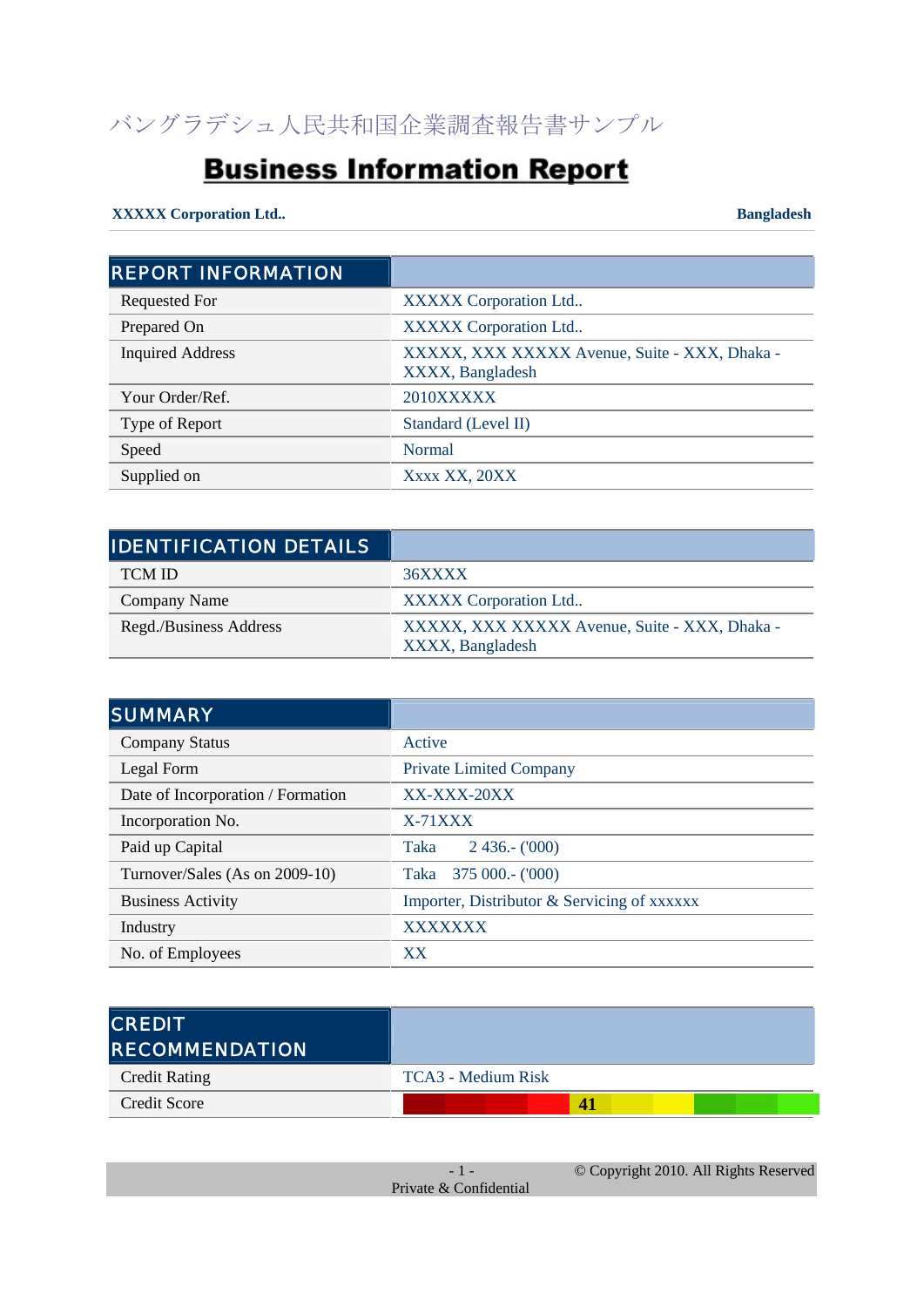バングラデシュ人民共和国企業調査報告書サンプル

# Business Information Report

**XXXXX Corporation Ltd..** **Bangladesh**

| REPORT INFORMATION | |
|---|---|
| Requested For | XXXXX Corporation Ltd.. |
| Prepared On | XXXXX Corporation Ltd.. |
| Inquired Address | XXXXX, XXX XXXXX Avenue, Suite - XXX, Dhaka - XXXX, Bangladesh |
| Your Order/Ref. | 2010XXXXX |
| Type of Report | Standard (Level II) |
| Speed | Normal |
| Supplied on | Xxxx XX, 20XX |

| IDENTIFICATION DETAILS | |
|---|---|
| TCM ID | 36XXXX |
| Company Name | XXXXX Corporation Ltd.. |
| Regd./Business Address | XXXXX, XXX XXXXX Avenue, Suite - XXX, Dhaka - XXXX, Bangladesh |

| SUMMARY | |
|---|---|
| Company Status | Active |
| Legal Form | Private Limited Company |
| Date of Incorporation / Formation | XX-XXX-20XX |
| Incorporation No. | X-71XXX |
| Paid up Capital | Taka 2 436.- ('000) |
| Turnover/Sales (As on 2009-10) | Taka 375 000.- ('000) |
| Business Activity | Importer, Distributor & Servicing of xxxxxx |
| Industry | XXXXXXX |
| No. of Employees | XX |

| CREDIT RECOMMENDATION | |
|---|---|
| Credit Rating | TCA3 - Medium Risk |
| Credit Score | 41 |

Private & Confidential

© Copyright 2010. All Rights Reserved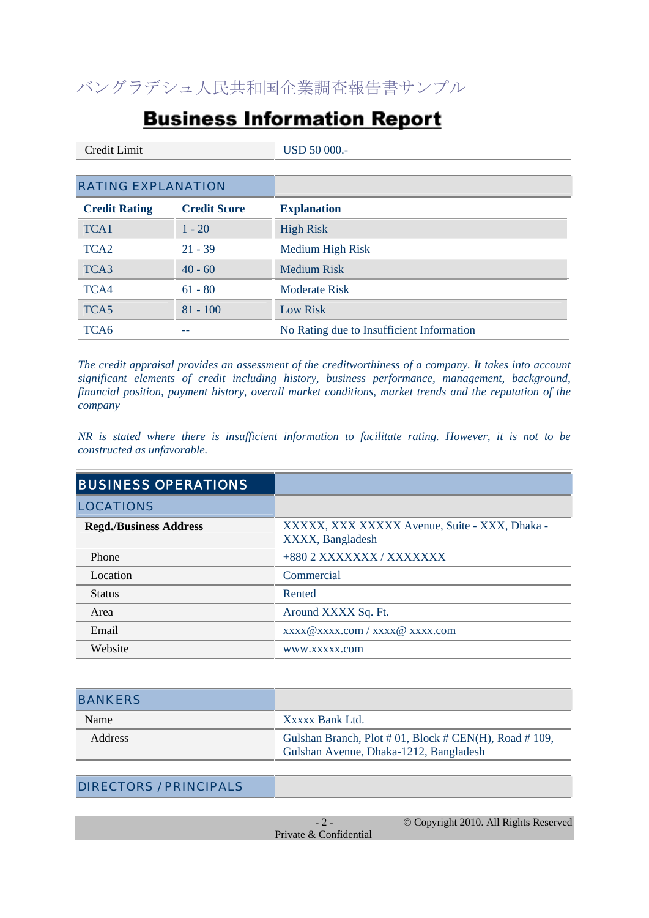バングラデシュ人民共和国企業調査報告書サンプル

# Business Information Report

| Credit Limit | USD 50 000.- |
|---|---|

## RATING EXPLANATION

| Credit Rating | Credit Score | Explanation |
|---|---|---|
| TCA1 | 1 - 20 | High Risk |
| TCA2 | 21 - 39 | Medium High Risk |
| TCA3 | 40 - 60 | Medium Risk |
| TCA4 | 61 - 80 | Moderate Risk |
| TCA5 | 81 - 100 | Low Risk |
| TCA6 | -- | No Rating due to Insufficient Information |

*The credit appraisal provides an assessment of the creditworthiness of a company. It takes into account significant elements of credit including history, business performance, management, background, financial position, payment history, overall market conditions, market trends and the reputation of the company*

*NR is stated where there is insufficient information to facilitate rating. However, it is not to be constructed as unfavorable.*

## BUSINESS OPERATIONS

### LOCATIONS

| | |
|---|---|
| **Regd./Business Address** | XXXXX, XXX XXXXX Avenue, Suite - XXX, Dhaka - XXXX, Bangladesh |
| Phone | +880 2 XXXXXXX / XXXXXXX |
| Location | Commercial |
| Status | Rented |
| Area | Around XXXX Sq. Ft. |
| Email | xxxx@xxxx.com / xxxx@ xxxx.com |
| Website | www.xxxxx.com |

### BANKERS

| | |
|---|---|
| Name | Xxxxx Bank Ltd. |
| Address | Gulshan Branch, Plot # 01, Block # CEN(H), Road # 109, Gulshan Avenue, Dhaka-1212, Bangladesh |

### DIRECTORS / PRINCIPALS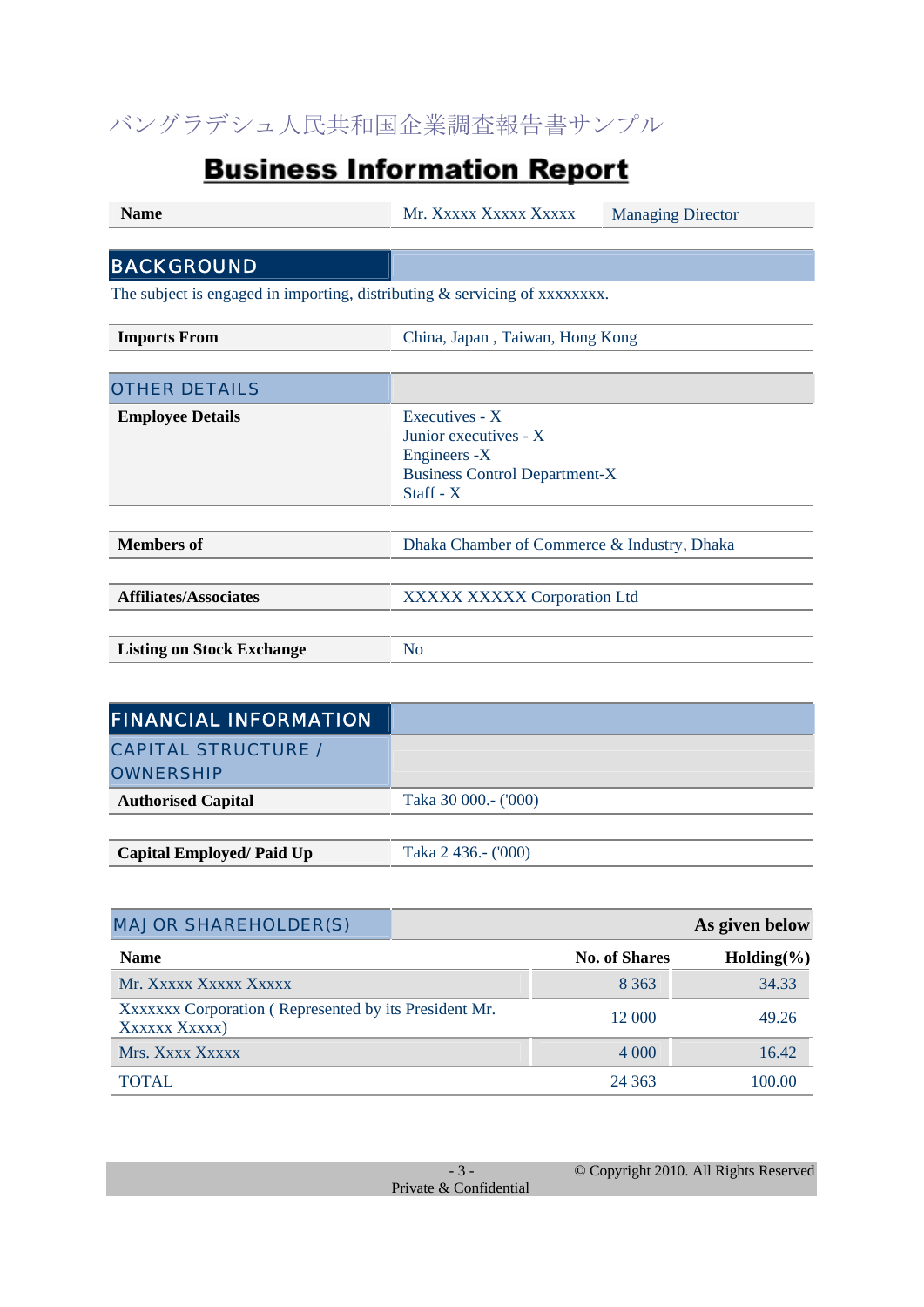バングラデシュ人民共和国企業調査報告書サンプル

# Business Information Report

| Name | Mr. Xxxxx Xxxxx Xxxxx | Managing Director |
|---|---|---|

## BACKGROUND

The subject is engaged in importing, distributing & servicing of xxxxxxxx.

| Imports From | China, Japan , Taiwan, Hong Kong |
|---|---|

## OTHER DETAILS

| | |
|---|---|
| **Employee Details** | Executives - X<br>Junior executives - X<br>Engineers -X<br>Business Control Department-X<br>Staff - X |
| **Members of** | Dhaka Chamber of Commerce & Industry, Dhaka |
| **Affiliates/Associates** | XXXXX XXXXX Corporation Ltd |
| **Listing on Stock Exchange** | No |

## FINANCIAL INFORMATION

### CAPITAL STRUCTURE / OWNERSHIP

| | |
|---|---|
| **Authorised Capital** | Taka 30 000.- ('000) |
| **Capital Employed/ Paid Up** | Taka 2 436.- ('000) |

### MAJ OR SHAREHOLDER(S)

**As given below**

| Name | No. of Shares | Holding(%) |
|---|---|---|
| Mr. Xxxxx Xxxxx Xxxxx | 8 363 | 34.33 |
| Xxxxxxx Corporation ( Represented by its President Mr. Xxxxxx Xxxxx) | 12 000 | 49.26 |
| Mrs. Xxxx Xxxxx | 4 000 | 16.42 |
| TOTAL | 24 363 | 100.00 |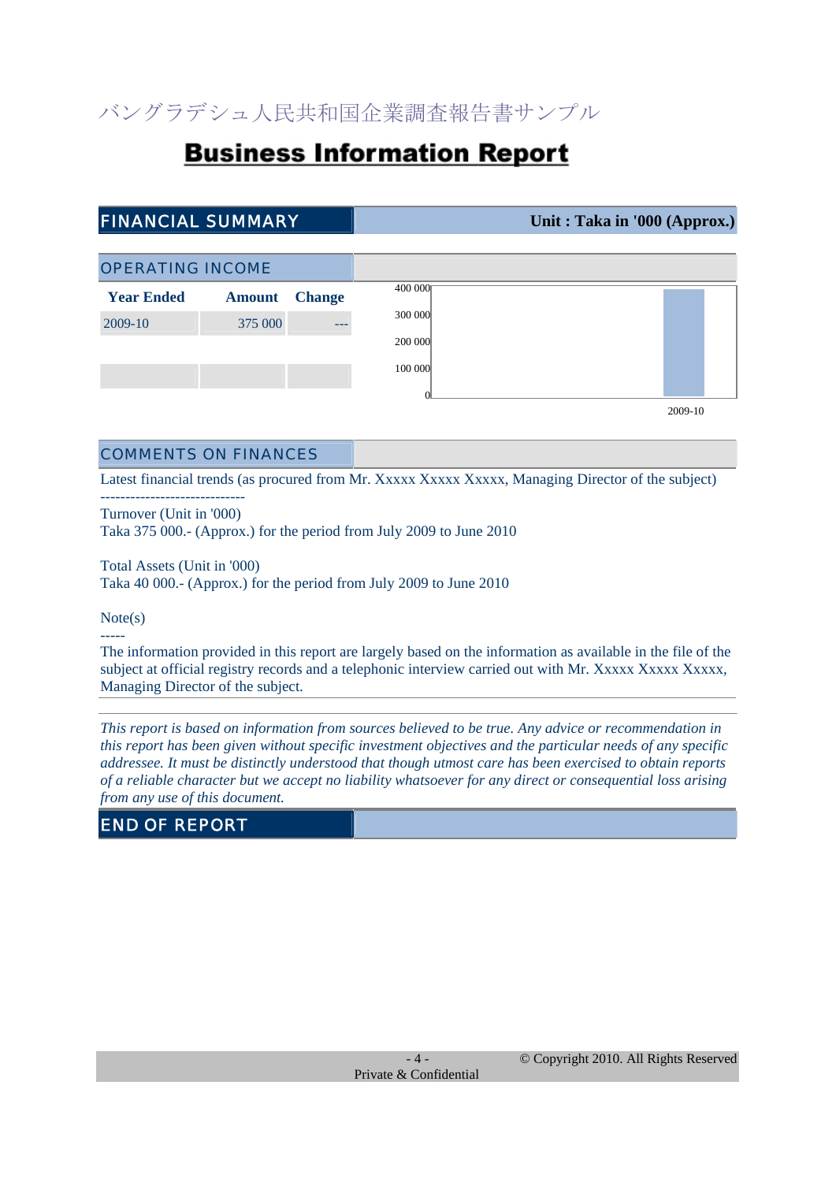バングラデシュ人民共和国企業調査報告書サンプル

# Business Information Report

## FINANCIAL SUMMARY

**Unit : Taka in '000 (Approx.)**

### OPERATING INCOME

| Year Ended | Amount | Change |
|---|---|---|
| 2009-10 | 375 000 | --- |
| | | |

400 000
300 000
200 000
100 000
0
2009-10

### COMMENTS ON FINANCES

Latest financial trends (as procured from Mr. Xxxxx Xxxxx Xxxxx, Managing Director of the subject)
-----------------------------

Turnover (Unit in '000)
Taka 375 000.- (Approx.) for the period from July 2009 to June 2010

Total Assets (Unit in '000)
Taka 40 000.- (Approx.) for the period from July 2009 to June 2010

Note(s)
-----
The information provided in this report are largely based on the information as available in the file of the subject at official registry records and a telephonic interview carried out with Mr. Xxxxx Xxxxx Xxxxx, Managing Director of the subject.

*This report is based on information from sources believed to be true. Any advice or recommendation in this report has been given without specific investment objectives and the particular needs of any specific addressee. It must be distinctly understood that though utmost care has been exercised to obtain reports of a reliable character but we accept no liability whatsoever for any direct or consequential loss arising from any use of this document.*

## END OF REPORT